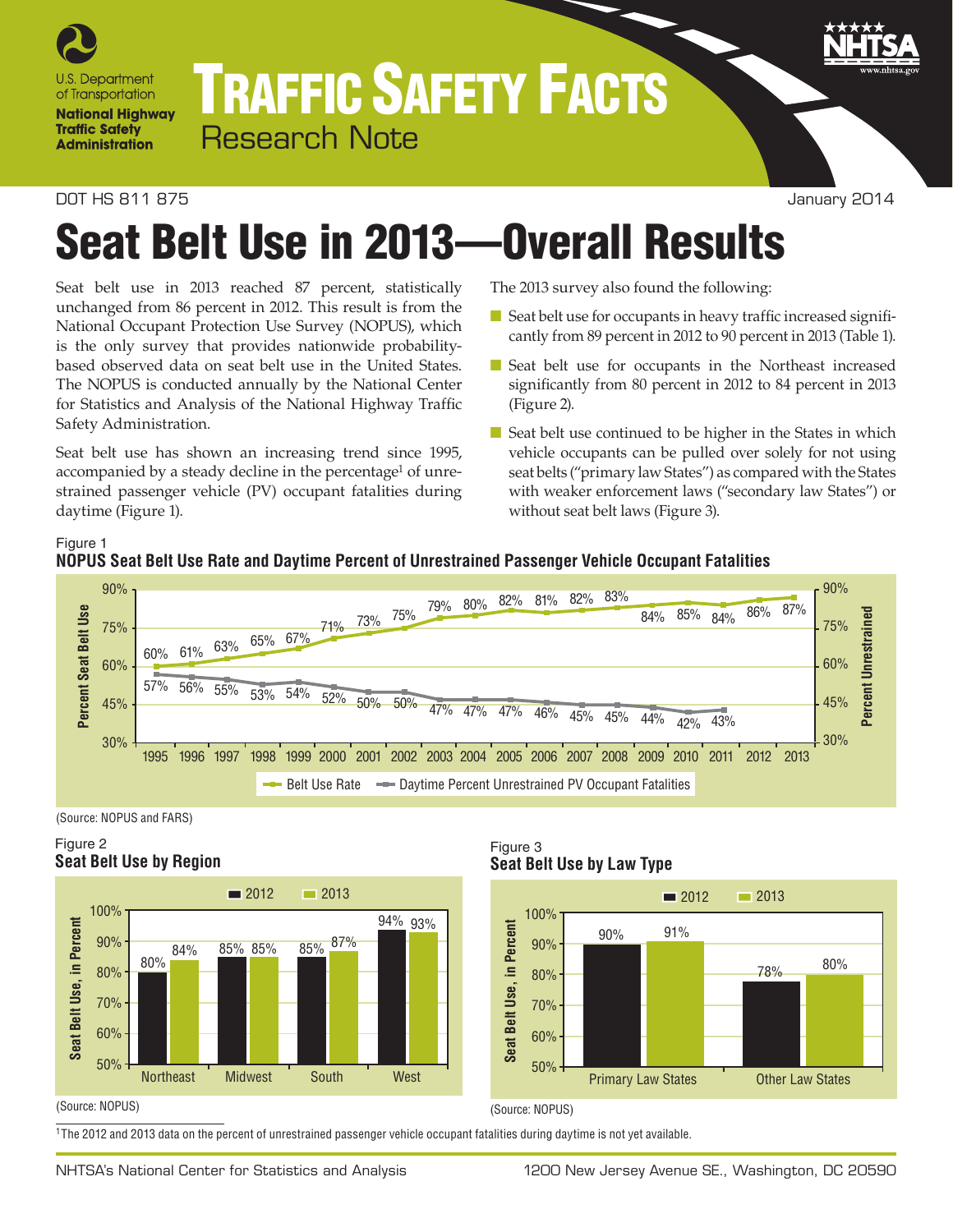# TRAFFIC SAFETY FACTS

Research Note

DOT HS 811 875 January 2014

# Seat Belt Use in 2013—Overall Results

Seat belt use in 2013 reached 87 percent, statistically unchanged from 86 percent in 2012. This result is from the National Occupant Protection Use Survey (NOPUS), which is the only survey that provides nationwide probability-based observed data on seat belt use in the United States. The NOPUS is conducted annually by the National Center for Statistics and Analysis of the National Highway Traffic Safety Administration.

Seat belt use has shown an increasing trend since 1995, accompanied by a steady decline in the percentage[1] of unrestrained passenger vehicle (PV) occupant fatalities during daytime (Figure 1).

The 2013 survey also found the following:

- Seat belt use for occupants in heavy traffic increased significantly from 89 percent in 2012 to 90 percent in 2013 (Table 1).
- Seat belt use for occupants in the Northeast increased significantly from 80 percent in 2012 to 84 percent in 2013 (Figure 2).
- Seat belt use continued to be higher in the States in which vehicle occupants can be pulled over solely for not using seat belts ("primary law States") as compared with the States with weaker enforcement laws ("secondary law States") or without seat belt laws (Figure 3).

Figure 1
**NOPUS Seat Belt Use Rate and Daytime Percent of Unrestrained Passenger Vehicle Occupant Fatalities**

| Year | Belt Use Rate | Daytime Percent Unrestrained PV Occupant Fatalities |
|---|---|---|
| 1995 | 60% | 57% |
| 1996 | 61% | 56% |
| 1997 | 63% | 55% |
| 1998 | 65% | 53% |
| 1999 | 67% | 54% |
| 2000 | 71% | 52% |
| 2001 | 73% | 50% |
| 2002 | 75% | 50% |
| 2003 | 79% | 47% |
| 2004 | 80% | 47% |
| 2005 | 82% | 47% |
| 2006 | 81% | 46% |
| 2007 | 82% | 45% |
| 2008 | 83% | 45% |
| 2009 | 84% | 44% |
| 2010 | 85% | 42% |
| 2011 | 84% | 43% |
| 2012 | 86% | |
| 2013 | 87% | |

(Source: NOPUS and FARS)

Figure 2
**Seat Belt Use by Region**

| Region | 2012 | 2013 |
|---|---|---|
| Northeast | 80% | 84% |
| Midwest | 85% | 85% |
| South | 85% | 87% |
| West | 94% | 93% |

(Source: NOPUS)

Figure 3
**Seat Belt Use by Law Type**

| Law Type | 2012 | 2013 |
|---|---|---|
| Primary Law States | 90% | 91% |
| Other Law States | 78% | 80% |

(Source: NOPUS)

[1] The 2012 and 2013 data on the percent of unrestrained passenger vehicle occupant fatalities during daytime is not yet available.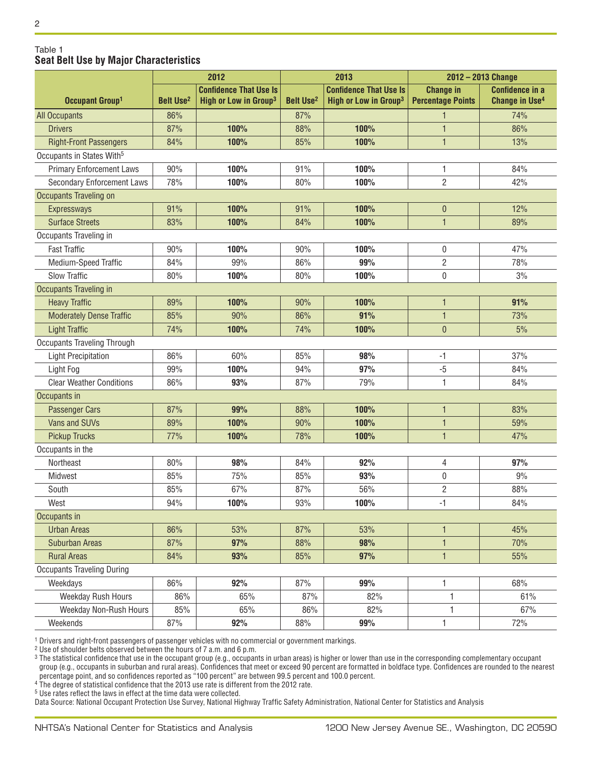Table 1
### Seat Belt Use by Major Characteristics

| Occupant Group[1] | 2012 | | 2013 | | 2012 – 2013 Change | |
|---|---|---|---|---|---|---|
| | Belt Use[2] | Confidence That Use Is High or Low in Group[3] | Belt Use[2] | Confidence That Use Is High or Low in Group[3] | Change in Percentage Points | Confidence in a Change in Use[4] |
| All Occupants | 86% | | 87% | | 1 | 74% |
| Drivers | 87% | **100%** | 88% | **100%** | 1 | 86% |
| Right-Front Passengers | 84% | **100%** | 85% | **100%** | 1 | 13% |
| Occupants in States With[5] | | | | | | |
| Primary Enforcement Laws | 90% | **100%** | 91% | **100%** | 1 | 84% |
| Secondary Enforcement Laws | 78% | **100%** | 80% | **100%** | 2 | 42% |
| Occupants Traveling on | | | | | | |
| Expressways | 91% | **100%** | 91% | **100%** | 0 | 12% |
| Surface Streets | 83% | **100%** | 84% | **100%** | 1 | 89% |
| Occupants Traveling in | | | | | | |
| Fast Traffic | 90% | **100%** | 90% | **100%** | 0 | 47% |
| Medium-Speed Traffic | 84% | 99% | 86% | **99%** | 2 | 78% |
| Slow Traffic | 80% | **100%** | 80% | **100%** | 0 | 3% |
| Occupants Traveling in | | | | | | |
| Heavy Traffic | 89% | **100%** | 90% | **100%** | 1 | **91%** |
| Moderately Dense Traffic | 85% | 90% | 86% | **91%** | 1 | 73% |
| Light Traffic | 74% | **100%** | 74% | **100%** | 0 | 5% |
| Occupants Traveling Through | | | | | | |
| Light Precipitation | 86% | 60% | 85% | **98%** | -1 | 37% |
| Light Fog | 99% | **100%** | 94% | **97%** | -5 | 84% |
| Clear Weather Conditions | 86% | **93%** | 87% | 79% | 1 | 84% |
| Occupants in | | | | | | |
| Passenger Cars | 87% | **99%** | 88% | **100%** | 1 | 83% |
| Vans and SUVs | 89% | **100%** | 90% | **100%** | 1 | 59% |
| Pickup Trucks | 77% | **100%** | 78% | **100%** | 1 | 47% |
| Occupants in the | | | | | | |
| Northeast | 80% | **98%** | 84% | **92%** | 4 | **97%** |
| Midwest | 85% | 75% | 85% | **93%** | 0 | 9% |
| South | 85% | 67% | 87% | 56% | 2 | 88% |
| West | 94% | **100%** | 93% | **100%** | -1 | 84% |
| Occupants in | | | | | | |
| Urban Areas | 86% | 53% | 87% | 53% | 1 | 45% |
| Suburban Areas | 87% | **97%** | 88% | **98%** | 1 | 70% |
| Rural Areas | 84% | **93%** | 85% | **97%** | 1 | 55% |
| Occupants Traveling During | | | | | | |
| Weekdays | 86% | **92%** | 87% | **99%** | 1 | 68% |
| Weekday Rush Hours | 86% | 65% | 87% | 82% | 1 | 61% |
| Weekday Non-Rush Hours | 85% | 65% | 86% | 82% | 1 | 67% |
| Weekends | 87% | **92%** | 88% | **99%** | 1 | 72% |

[1] Drivers and right-front passengers of passenger vehicles with no commercial or government markings.
[2] Use of shoulder belts observed between the hours of 7 a.m. and 6 p.m.
[3] The statistical confidence that use in the occupant group (e.g., occupants in urban areas) is higher or lower than use in the corresponding complementary occupant group (e.g., occupants in suburban and rural areas). Confidences that meet or exceed 90 percent are formatted in boldface type. Confidences are rounded to the nearest percentage point, and so confidences reported as "100 percent" are between 99.5 percent and 100.0 percent.
[4] The degree of statistical confidence that the 2013 use rate is different from the 2012 rate.
[5] Use rates reflect the laws in effect at the time data were collected.
Data Source: National Occupant Protection Use Survey, National Highway Traffic Safety Administration, National Center for Statistics and Analysis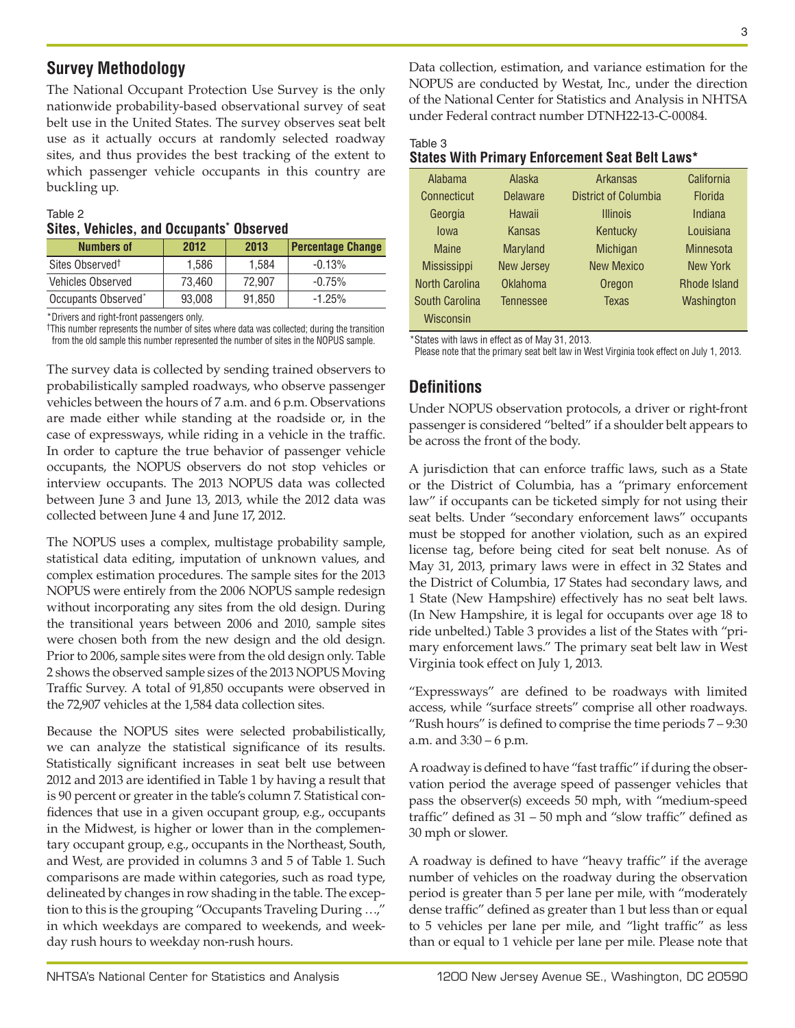## Survey Methodology

The National Occupant Protection Use Survey is the only nationwide probability-based observational survey of seat belt use in the United States. The survey observes seat belt use as it actually occurs at randomly selected roadway sites, and thus provides the best tracking of the extent to which passenger vehicle occupants in this country are buckling up.

Table 2
**Sites, Vehicles, and Occupants* Observed**

| Numbers of | 2012 | 2013 | Percentage Change |
|---|---|---|---|
| Sites Observed† | 1,586 | 1,584 | -0.13% |
| Vehicles Observed | 73,460 | 72,907 | -0.75% |
| Occupants Observed* | 93,008 | 91,850 | -1.25% |

*Drivers and right-front passengers only.
†This number represents the number of sites where data was collected; during the transition from the old sample this number represented the number of sites in the NOPUS sample.

The survey data is collected by sending trained observers to probabilistically sampled roadways, who observe passenger vehicles between the hours of 7 a.m. and 6 p.m. Observations are made either while standing at the roadside or, in the case of expressways, while riding in a vehicle in the traffic. In order to capture the true behavior of passenger vehicle occupants, the NOPUS observers do not stop vehicles or interview occupants. The 2013 NOPUS data was collected between June 3 and June 13, 2013, while the 2012 data was collected between June 4 and June 17, 2012.

The NOPUS uses a complex, multistage probability sample, statistical data editing, imputation of unknown values, and complex estimation procedures. The sample sites for the 2013 NOPUS were entirely from the 2006 NOPUS sample redesign without incorporating any sites from the old design. During the transitional years between 2006 and 2010, sample sites were chosen both from the new design and the old design. Prior to 2006, sample sites were from the old design only. Table 2 shows the observed sample sizes of the 2013 NOPUS Moving Traffic Survey. A total of 91,850 occupants were observed in the 72,907 vehicles at the 1,584 data collection sites.

Because the NOPUS sites were selected probabilistically, we can analyze the statistical significance of its results. Statistically significant increases in seat belt use between 2012 and 2013 are identified in Table 1 by having a result that is 90 percent or greater in the table's column 7. Statistical confidences that use in a given occupant group, e.g., occupants in the Midwest, is higher or lower than in the complementary occupant group, e.g., occupants in the Northeast, South, and West, are provided in columns 3 and 5 of Table 1. Such comparisons are made within categories, such as road type, delineated by changes in row shading in the table. The exception to this is the grouping "Occupants Traveling During …," in which weekdays are compared to weekends, and weekday rush hours to weekday non-rush hours.

Data collection, estimation, and variance estimation for the NOPUS are conducted by Westat, Inc., under the direction of the National Center for Statistics and Analysis in NHTSA under Federal contract number DTNH22-13-C-00084.

Table 3
**States With Primary Enforcement Seat Belt Laws***

| | | | |
|---|---|---|---|
| Alabama | Alaska | Arkansas | California |
| Connecticut | Delaware | District of Columbia | Florida |
| Georgia | Hawaii | Illinois | Indiana |
| Iowa | Kansas | Kentucky | Louisiana |
| Maine | Maryland | Michigan | Minnesota |
| Mississippi | New Jersey | New Mexico | New York |
| North Carolina | Oklahoma | Oregon | Rhode Island |
| South Carolina | Tennessee | Texas | Washington |
| Wisconsin | | | |

*States with laws in effect as of May 31, 2013.
Please note that the primary seat belt law in West Virginia took effect on July 1, 2013.

## Definitions

Under NOPUS observation protocols, a driver or right-front passenger is considered "belted" if a shoulder belt appears to be across the front of the body.

A jurisdiction that can enforce traffic laws, such as a State or the District of Columbia, has a "primary enforcement law" if occupants can be ticketed simply for not using their seat belts. Under "secondary enforcement laws" occupants must be stopped for another violation, such as an expired license tag, before being cited for seat belt nonuse. As of May 31, 2013, primary laws were in effect in 32 States and the District of Columbia, 17 States had secondary laws, and 1 State (New Hampshire) effectively has no seat belt laws. (In New Hampshire, it is legal for occupants over age 18 to ride unbelted.) Table 3 provides a list of the States with "primary enforcement laws." The primary seat belt law in West Virginia took effect on July 1, 2013.

"Expressways" are defined to be roadways with limited access, while "surface streets" comprise all other roadways. "Rush hours" is defined to comprise the time periods 7 – 9:30 a.m. and 3:30 – 6 p.m.

A roadway is defined to have "fast traffic" if during the observation period the average speed of passenger vehicles that pass the observer(s) exceeds 50 mph, with "medium-speed traffic" defined as 31 – 50 mph and "slow traffic" defined as 30 mph or slower.

A roadway is defined to have "heavy traffic" if the average number of vehicles on the roadway during the observation period is greater than 5 per lane per mile, with "moderately dense traffic" defined as greater than 1 but less than or equal to 5 vehicles per lane per mile, and "light traffic" as less than or equal to 1 vehicle per lane per mile. Please note that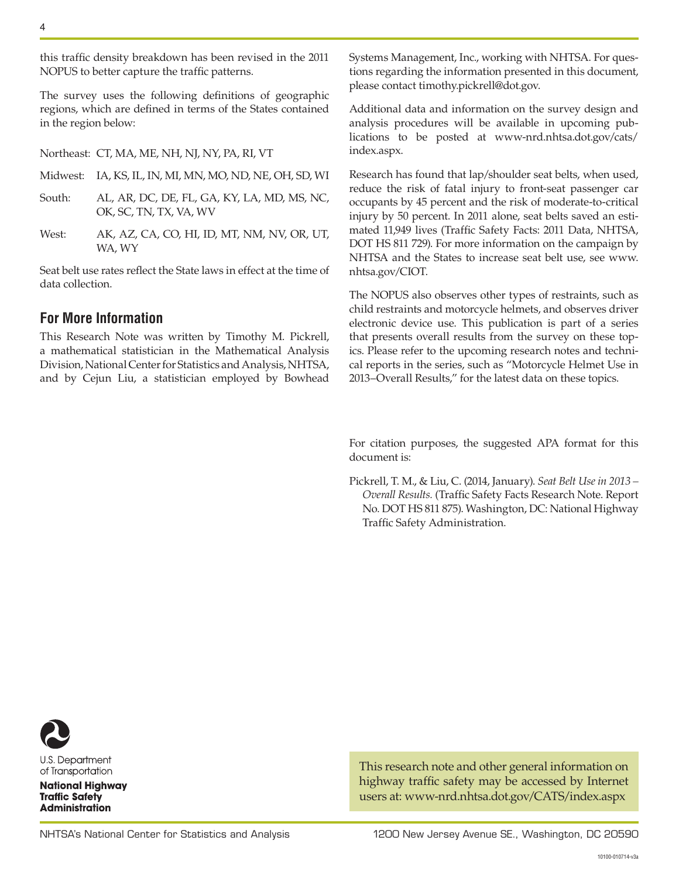this traffic density breakdown has been revised in the 2011 NOPUS to better capture the traffic patterns.

The survey uses the following definitions of geographic regions, which are defined in terms of the States contained in the region below:

| | |
|---|---|
| Northeast: | CT, MA, ME, NH, NJ, NY, PA, RI, VT |
| Midwest: | IA, KS, IL, IN, MI, MN, MO, ND, NE, OH, SD, WI |
| South: | AL, AR, DC, DE, FL, GA, KY, LA, MD, MS, NC, OK, SC, TN, TX, VA, WV |
| West: | AK, AZ, CA, CO, HI, ID, MT, NM, NV, OR, UT, WA, WY |

Seat belt use rates reflect the State laws in effect at the time of data collection.

## For More Information

This Research Note was written by Timothy M. Pickrell, a mathematical statistician in the Mathematical Analysis Division, National Center for Statistics and Analysis, NHTSA, and by Cejun Liu, a statistician employed by Bowhead Systems Management, Inc., working with NHTSA. For questions regarding the information presented in this document, please contact timothy.pickrell@dot.gov.

Additional data and information on the survey design and analysis procedures will be available in upcoming publications to be posted at www-nrd.nhtsa.dot.gov/cats/index.aspx.

Research has found that lap/shoulder seat belts, when used, reduce the risk of fatal injury to front-seat passenger car occupants by 45 percent and the risk of moderate-to-critical injury by 50 percent. In 2011 alone, seat belts saved an estimated 11,949 lives (Traffic Safety Facts: 2011 Data, NHTSA, DOT HS 811 729). For more information on the campaign by NHTSA and the States to increase seat belt use, see www.nhtsa.gov/CIOT.

The NOPUS also observes other types of restraints, such as child restraints and motorcycle helmets, and observes driver electronic device use. This publication is part of a series that presents overall results from the survey on these topics. Please refer to the upcoming research notes and technical reports in the series, such as "Motorcycle Helmet Use in 2013–Overall Results," for the latest data on these topics.

For citation purposes, the suggested APA format for this document is:

Pickrell, T. M., & Liu, C. (2014, January). *Seat Belt Use in 2013 – Overall Results.* (Traffic Safety Facts Research Note. Report No. DOT HS 811 875). Washington, DC: National Highway Traffic Safety Administration.

U.S. Department of Transportation

**National Highway Traffic Safety Administration**

This research note and other general information on highway traffic safety may be accessed by Internet users at: www-nrd.nhtsa.dot.gov/CATS/index.aspx

NHTSA's National Center for Statistics and Analysis 1200 New Jersey Avenue SE., Washington, DC 20590

10100-010714-v3a